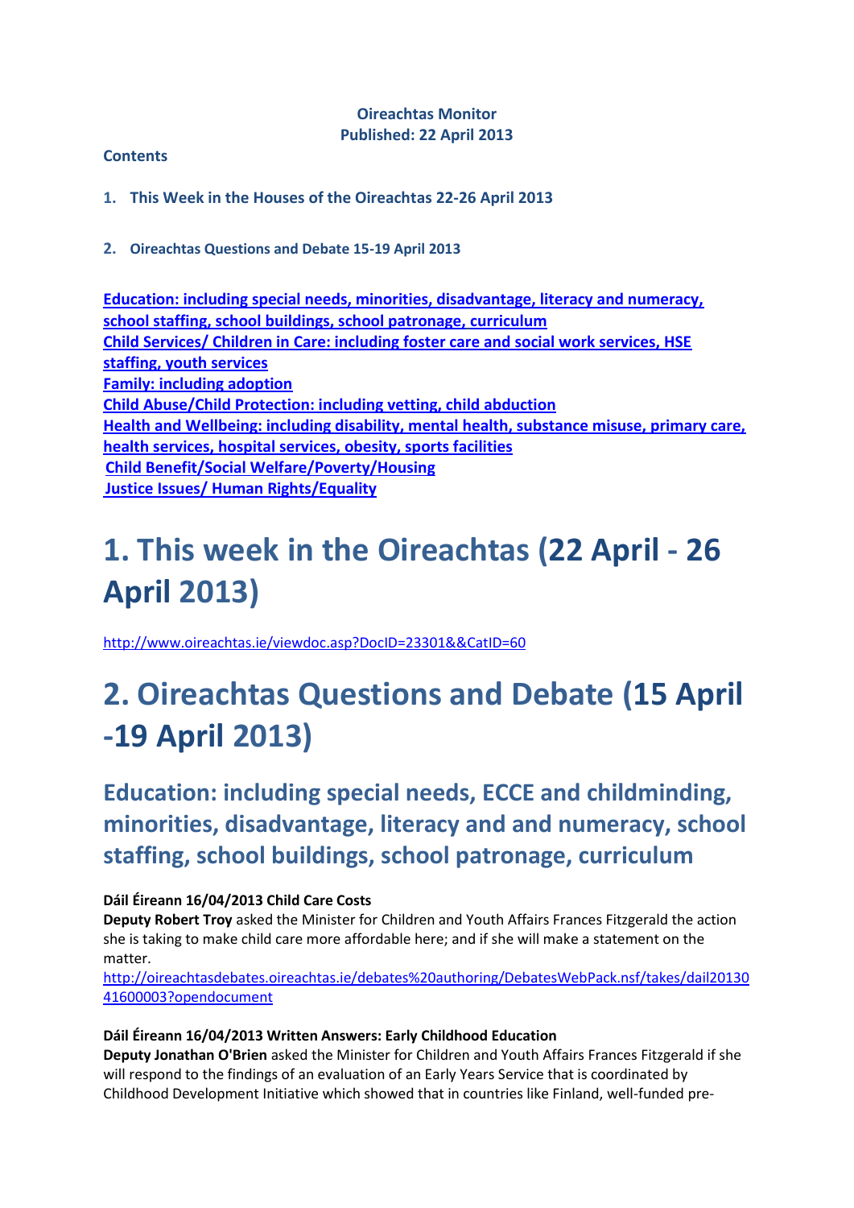**Oireachtas Monitor**
**Published: 22 April 2013**

**Contents**

1. **This Week in the Houses of the Oireachtas 22-26 April 2013**

2. **Oireachtas Questions and Debate 15-19 April 2013**

[Education: including special needs, minorities, disadvantage, literacy and numeracy, school staffing, school buildings, school patronage, curriculum](#)
[Child Services/ Children in Care: including foster care and social work services, HSE staffing, youth services](#)
[Family: including adoption](#)
[Child Abuse/Child Protection: including vetting, child abduction](#)
[Health and Wellbeing: including disability, mental health, substance misuse, primary care, health services, hospital services, obesity, sports facilities](#)
[Child Benefit/Social Welfare/Poverty/Housing](#)
[Justice Issues/ Human Rights/Equality](#)

# 1. This week in the Oireachtas (22 April - 26 April 2013)

http://www.oireachtas.ie/viewdoc.asp?DocID=23301&&CatID=60

# 2. Oireachtas Questions and Debate (15 April -19 April 2013)

## Education: including special needs, ECCE and childminding, minorities, disadvantage, literacy and and numeracy, school staffing, school buildings, school patronage, curriculum

**Dáil Éireann 16/04/2013 Child Care Costs**
**Deputy Robert Troy** asked the Minister for Children and Youth Affairs Frances Fitzgerald the action she is taking to make child care more affordable here; and if she will make a statement on the matter.
http://oireachtasdebates.oireachtas.ie/debates%20authoring/DebatesWebPack.nsf/takes/dail2013041600003?opendocument

**Dáil Éireann 16/04/2013 Written Answers: Early Childhood Education**
**Deputy Jonathan O'Brien** asked the Minister for Children and Youth Affairs Frances Fitzgerald if she will respond to the findings of an evaluation of an Early Years Service that is coordinated by Childhood Development Initiative which showed that in countries like Finland, well-funded pre-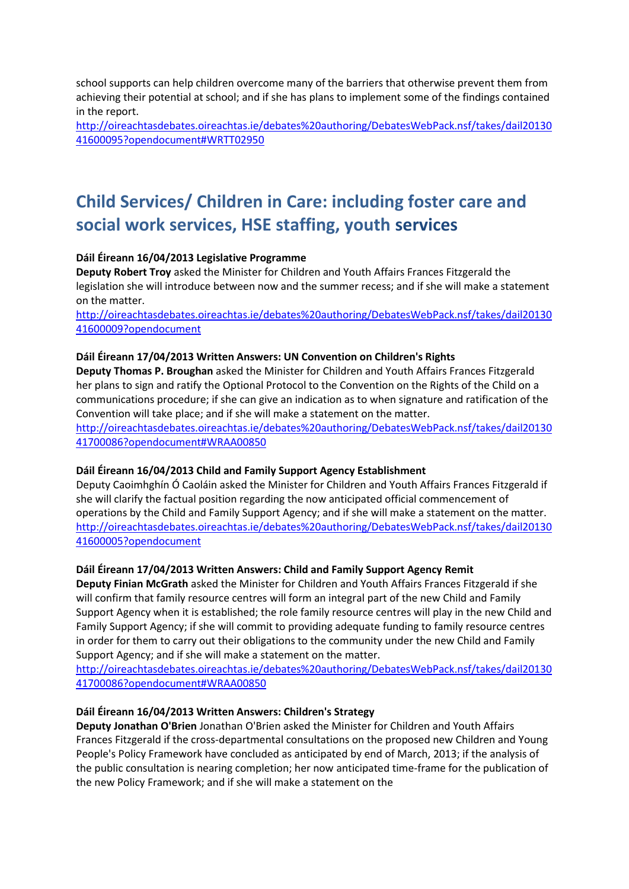school supports can help children overcome many of the barriers that otherwise prevent them from achieving their potential at school; and if she has plans to implement some of the findings contained in the report.
[http://oireachtasdebates.oireachtas.ie/debates%20authoring/DebatesWebPack.nsf/takes/dail2013041600095?opendocument#WRTT02950](http://oireachtasdebates.oireachtas.ie/debates%20authoring/DebatesWebPack.nsf/takes/dail2013041600095?opendocument#WRTT02950)

# Child Services/ Children in Care: including foster care and social work services, HSE staffing, youth services

**Dáil Éireann 16/04/2013 Legislative Programme**
**Deputy Robert Troy** asked the Minister for Children and Youth Affairs Frances Fitzgerald the legislation she will introduce between now and the summer recess; and if she will make a statement on the matter.
[http://oireachtasdebates.oireachtas.ie/debates%20authoring/DebatesWebPack.nsf/takes/dail2013041600009?opendocument](http://oireachtasdebates.oireachtas.ie/debates%20authoring/DebatesWebPack.nsf/takes/dail2013041600009?opendocument)

**Dáil Éireann 17/04/2013 Written Answers: UN Convention on Children's Rights**
**Deputy Thomas P. Broughan** asked the Minister for Children and Youth Affairs Frances Fitzgerald her plans to sign and ratify the Optional Protocol to the Convention on the Rights of the Child on a communications procedure; if she can give an indication as to when signature and ratification of the Convention will take place; and if she will make a statement on the matter.
[http://oireachtasdebates.oireachtas.ie/debates%20authoring/DebatesWebPack.nsf/takes/dail2013041700086?opendocument#WRAA00850](http://oireachtasdebates.oireachtas.ie/debates%20authoring/DebatesWebPack.nsf/takes/dail2013041700086?opendocument#WRAA00850)

**Dáil Éireann 16/04/2013 Child and Family Support Agency Establishment**
Deputy Caoimhghín Ó Caoláin asked the Minister for Children and Youth Affairs Frances Fitzgerald if she will clarify the factual position regarding the now anticipated official commencement of operations by the Child and Family Support Agency; and if she will make a statement on the matter.
[http://oireachtasdebates.oireachtas.ie/debates%20authoring/DebatesWebPack.nsf/takes/dail2013041600005?opendocument](http://oireachtasdebates.oireachtas.ie/debates%20authoring/DebatesWebPack.nsf/takes/dail2013041600005?opendocument)

**Dáil Éireann 17/04/2013 Written Answers: Child and Family Support Agency Remit**
**Deputy Finian McGrath** asked the Minister for Children and Youth Affairs Frances Fitzgerald if she will confirm that family resource centres will form an integral part of the new Child and Family Support Agency when it is established; the role family resource centres will play in the new Child and Family Support Agency; if she will commit to providing adequate funding to family resource centres in order for them to carry out their obligations to the community under the new Child and Family Support Agency; and if she will make a statement on the matter.
[http://oireachtasdebates.oireachtas.ie/debates%20authoring/DebatesWebPack.nsf/takes/dail2013041700086?opendocument#WRAA00850](http://oireachtasdebates.oireachtas.ie/debates%20authoring/DebatesWebPack.nsf/takes/dail2013041700086?opendocument#WRAA00850)

**Dáil Éireann 16/04/2013 Written Answers: Children's Strategy**
**Deputy Jonathan O'Brien** Jonathan O'Brien asked the Minister for Children and Youth Affairs Frances Fitzgerald if the cross-departmental consultations on the proposed new Children and Young People's Policy Framework have concluded as anticipated by end of March, 2013; if the analysis of the public consultation is nearing completion; her now anticipated time-frame for the publication of the new Policy Framework; and if she will make a statement on the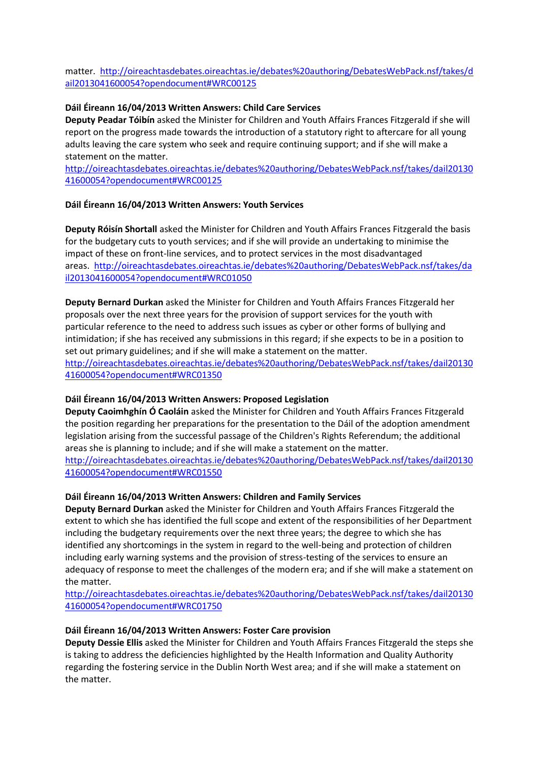matter. http://oireachtasdebates.oireachtas.ie/debates%20authoring/DebatesWebPack.nsf/takes/dail2013041600054?opendocument#WRC00125

**Dáil Éireann 16/04/2013 Written Answers: Child Care Services**

**Deputy Peadar Tóibín** asked the Minister for Children and Youth Affairs Frances Fitzgerald if she will report on the progress made towards the introduction of a statutory right to aftercare for all young adults leaving the care system who seek and require continuing support; and if she will make a statement on the matter.
http://oireachtasdebates.oireachtas.ie/debates%20authoring/DebatesWebPack.nsf/takes/dail2013041600054?opendocument#WRC00125

**Dáil Éireann 16/04/2013 Written Answers: Youth Services**

**Deputy Róisín Shortall** asked the Minister for Children and Youth Affairs Frances Fitzgerald the basis for the budgetary cuts to youth services; and if she will provide an undertaking to minimise the impact of these on front-line services, and to protect services in the most disadvantaged areas. http://oireachtasdebates.oireachtas.ie/debates%20authoring/DebatesWebPack.nsf/takes/dail2013041600054?opendocument#WRC01050

**Deputy Bernard Durkan** asked the Minister for Children and Youth Affairs Frances Fitzgerald her proposals over the next three years for the provision of support services for the youth with particular reference to the need to address such issues as cyber or other forms of bullying and intimidation; if she has received any submissions in this regard; if she expects to be in a position to set out primary guidelines; and if she will make a statement on the matter.
http://oireachtasdebates.oireachtas.ie/debates%20authoring/DebatesWebPack.nsf/takes/dail2013041600054?opendocument#WRC01350

**Dáil Éireann 16/04/2013 Written Answers: Proposed Legislation**

**Deputy Caoimhghín Ó Caoláin** asked the Minister for Children and Youth Affairs Frances Fitzgerald the position regarding her preparations for the presentation to the Dáil of the adoption amendment legislation arising from the successful passage of the Children's Rights Referendum; the additional areas she is planning to include; and if she will make a statement on the matter.
http://oireachtasdebates.oireachtas.ie/debates%20authoring/DebatesWebPack.nsf/takes/dail2013041600054?opendocument#WRC01550

**Dáil Éireann 16/04/2013 Written Answers: Children and Family Services**

**Deputy Bernard Durkan** asked the Minister for Children and Youth Affairs Frances Fitzgerald the extent to which she has identified the full scope and extent of the responsibilities of her Department including the budgetary requirements over the next three years; the degree to which she has identified any shortcomings in the system in regard to the well-being and protection of children including early warning systems and the provision of stress-testing of the services to ensure an adequacy of response to meet the challenges of the modern era; and if she will make a statement on the matter.
http://oireachtasdebates.oireachtas.ie/debates%20authoring/DebatesWebPack.nsf/takes/dail2013041600054?opendocument#WRC01750

**Dáil Éireann 16/04/2013 Written Answers: Foster Care provision**

**Deputy Dessie Ellis** asked the Minister for Children and Youth Affairs Frances Fitzgerald the steps she is taking to address the deficiencies highlighted by the Health Information and Quality Authority regarding the fostering service in the Dublin North West area; and if she will make a statement on the matter.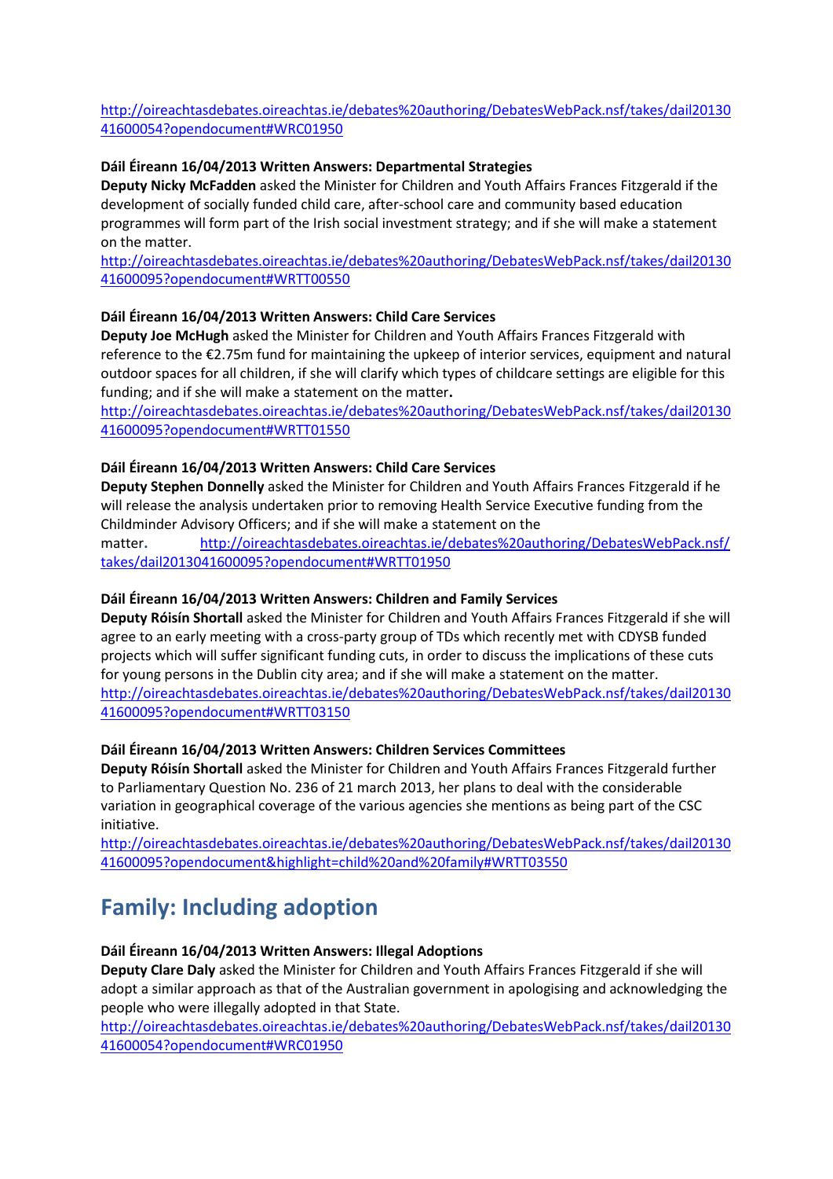http://oireachtasdebates.oireachtas.ie/debates%20authoring/DebatesWebPack.nsf/takes/dail2013041600054?opendocument#WRC01950

**Dáil Éireann 16/04/2013 Written Answers: Departmental Strategies**
**Deputy Nicky McFadden** asked the Minister for Children and Youth Affairs Frances Fitzgerald if the development of socially funded child care, after-school care and community based education programmes will form part of the Irish social investment strategy; and if she will make a statement on the matter.
http://oireachtasdebates.oireachtas.ie/debates%20authoring/DebatesWebPack.nsf/takes/dail2013041600095?opendocument#WRTT00550

**Dáil Éireann 16/04/2013 Written Answers: Child Care Services**
**Deputy Joe McHugh** asked the Minister for Children and Youth Affairs Frances Fitzgerald with reference to the €2.75m fund for maintaining the upkeep of interior services, equipment and natural outdoor spaces for all children, if she will clarify which types of childcare settings are eligible for this funding; and if she will make a statement on the matter**.**
http://oireachtasdebates.oireachtas.ie/debates%20authoring/DebatesWebPack.nsf/takes/dail2013041600095?opendocument#WRTT01550

**Dáil Éireann 16/04/2013 Written Answers: Child Care Services**
**Deputy Stephen Donnelly** asked the Minister for Children and Youth Affairs Frances Fitzgerald if he will release the analysis undertaken prior to removing Health Service Executive funding from the Childminder Advisory Officers; and if she will make a statement on the matter**.** http://oireachtasdebates.oireachtas.ie/debates%20authoring/DebatesWebPack.nsf/takes/dail2013041600095?opendocument#WRTT01950

**Dáil Éireann 16/04/2013 Written Answers: Children and Family Services**
**Deputy Róisín Shortall** asked the Minister for Children and Youth Affairs Frances Fitzgerald if she will agree to an early meeting with a cross-party group of TDs which recently met with CDYSB funded projects which will suffer significant funding cuts, in order to discuss the implications of these cuts for young persons in the Dublin city area; and if she will make a statement on the matter.
http://oireachtasdebates.oireachtas.ie/debates%20authoring/DebatesWebPack.nsf/takes/dail2013041600095?opendocument#WRTT03150

**Dáil Éireann 16/04/2013 Written Answers: Children Services Committees**
**Deputy Róisín Shortall** asked the Minister for Children and Youth Affairs Frances Fitzgerald further to Parliamentary Question No. 236 of 21 march 2013, her plans to deal with the considerable variation in geographical coverage of the various agencies she mentions as being part of the CSC initiative.
http://oireachtasdebates.oireachtas.ie/debates%20authoring/DebatesWebPack.nsf/takes/dail2013041600095?opendocument&highlight=child%20and%20family#WRTT03550

## Family: Including adoption

**Dáil Éireann 16/04/2013 Written Answers: Illegal Adoptions**
**Deputy Clare Daly** asked the Minister for Children and Youth Affairs Frances Fitzgerald if she will adopt a similar approach as that of the Australian government in apologising and acknowledging the people who were illegally adopted in that State.
http://oireachtasdebates.oireachtas.ie/debates%20authoring/DebatesWebPack.nsf/takes/dail2013041600054?opendocument#WRC01950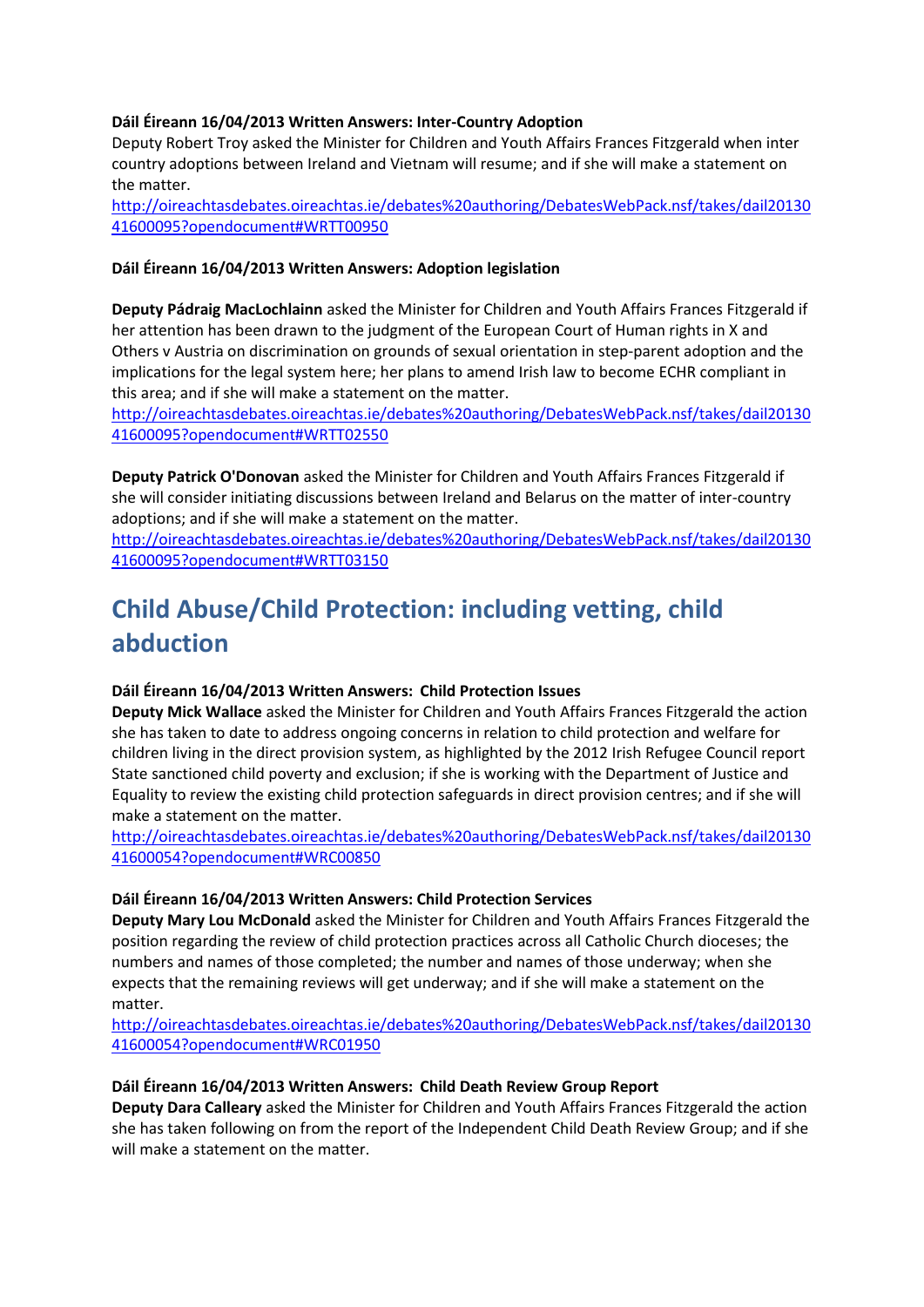**Dáil Éireann 16/04/2013 Written Answers: Inter-Country Adoption**
Deputy Robert Troy asked the Minister for Children and Youth Affairs Frances Fitzgerald when inter country adoptions between Ireland and Vietnam will resume; and if she will make a statement on the matter.
[http://oireachtasdebates.oireachtas.ie/debates%20authoring/DebatesWebPack.nsf/takes/dail2013041600095?opendocument#WRTT00950](http://oireachtasdebates.oireachtas.ie/debates%20authoring/DebatesWebPack.nsf/takes/dail2013041600095?opendocument#WRTT00950)

**Dáil Éireann 16/04/2013 Written Answers: Adoption legislation**

**Deputy Pádraig MacLochlainn** asked the Minister for Children and Youth Affairs Frances Fitzgerald if her attention has been drawn to the judgment of the European Court of Human rights in X and Others v Austria on discrimination on grounds of sexual orientation in step-parent adoption and the implications for the legal system here; her plans to amend Irish law to become ECHR compliant in this area; and if she will make a statement on the matter.
[http://oireachtasdebates.oireachtas.ie/debates%20authoring/DebatesWebPack.nsf/takes/dail2013041600095?opendocument#WRTT02550](http://oireachtasdebates.oireachtas.ie/debates%20authoring/DebatesWebPack.nsf/takes/dail2013041600095?opendocument#WRTT02550)

**Deputy Patrick O'Donovan** asked the Minister for Children and Youth Affairs Frances Fitzgerald if she will consider initiating discussions between Ireland and Belarus on the matter of inter-country adoptions; and if she will make a statement on the matter.
[http://oireachtasdebates.oireachtas.ie/debates%20authoring/DebatesWebPack.nsf/takes/dail2013041600095?opendocument#WRTT03150](http://oireachtasdebates.oireachtas.ie/debates%20authoring/DebatesWebPack.nsf/takes/dail2013041600095?opendocument#WRTT03150)

## Child Abuse/Child Protection: including vetting, child abduction

**Dáil Éireann 16/04/2013 Written Answers: Child Protection Issues**
**Deputy Mick Wallace** asked the Minister for Children and Youth Affairs Frances Fitzgerald the action she has taken to date to address ongoing concerns in relation to child protection and welfare for children living in the direct provision system, as highlighted by the 2012 Irish Refugee Council report State sanctioned child poverty and exclusion; if she is working with the Department of Justice and Equality to review the existing child protection safeguards in direct provision centres; and if she will make a statement on the matter.
[http://oireachtasdebates.oireachtas.ie/debates%20authoring/DebatesWebPack.nsf/takes/dail2013041600054?opendocument#WRC00850](http://oireachtasdebates.oireachtas.ie/debates%20authoring/DebatesWebPack.nsf/takes/dail2013041600054?opendocument#WRC00850)

**Dáil Éireann 16/04/2013 Written Answers: Child Protection Services**
**Deputy Mary Lou McDonald** asked the Minister for Children and Youth Affairs Frances Fitzgerald the position regarding the review of child protection practices across all Catholic Church dioceses; the numbers and names of those completed; the number and names of those underway; when she expects that the remaining reviews will get underway; and if she will make a statement on the matter.
[http://oireachtasdebates.oireachtas.ie/debates%20authoring/DebatesWebPack.nsf/takes/dail2013041600054?opendocument#WRC01950](http://oireachtasdebates.oireachtas.ie/debates%20authoring/DebatesWebPack.nsf/takes/dail2013041600054?opendocument#WRC01950)

**Dáil Éireann 16/04/2013 Written Answers: Child Death Review Group Report**
**Deputy Dara Calleary** asked the Minister for Children and Youth Affairs Frances Fitzgerald the action she has taken following on from the report of the Independent Child Death Review Group; and if she will make a statement on the matter.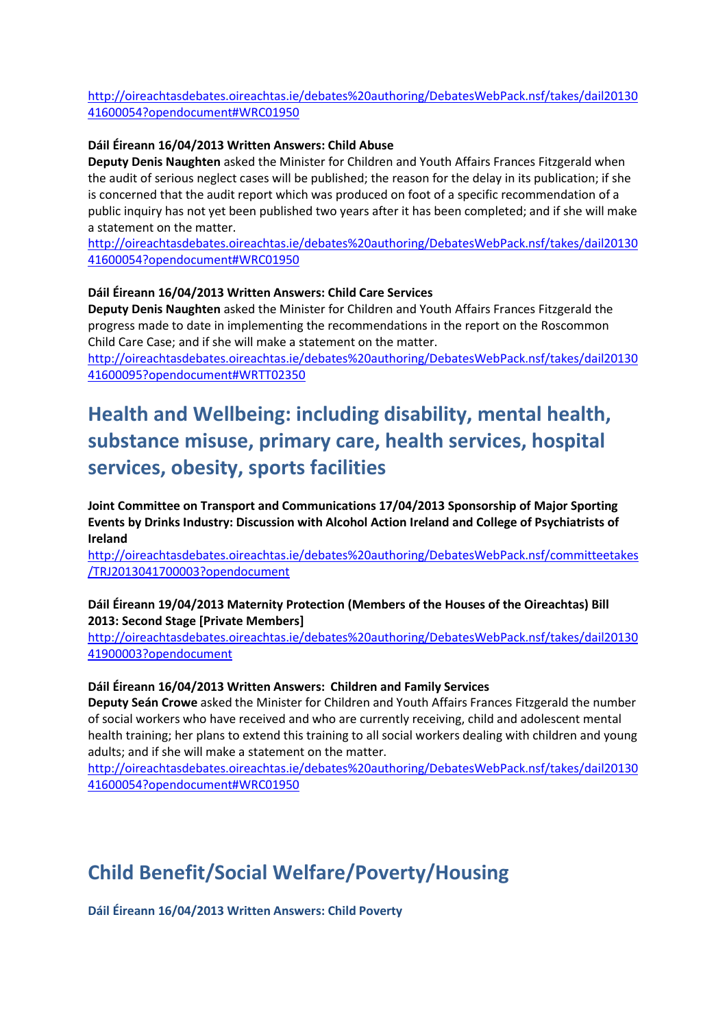http://oireachtasdebates.oireachtas.ie/debates%20authoring/DebatesWebPack.nsf/takes/dail2013041600054?opendocument#WRC01950

**Dáil Éireann 16/04/2013 Written Answers: Child Abuse**

**Deputy Denis Naughten** asked the Minister for Children and Youth Affairs Frances Fitzgerald when the audit of serious neglect cases will be published; the reason for the delay in its publication; if she is concerned that the audit report which was produced on foot of a specific recommendation of a public inquiry has not yet been published two years after it has been completed; and if she will make a statement on the matter.

http://oireachtasdebates.oireachtas.ie/debates%20authoring/DebatesWebPack.nsf/takes/dail2013041600054?opendocument#WRC01950

**Dáil Éireann 16/04/2013 Written Answers: Child Care Services**

**Deputy Denis Naughten** asked the Minister for Children and Youth Affairs Frances Fitzgerald the progress made to date in implementing the recommendations in the report on the Roscommon Child Care Case; and if she will make a statement on the matter.

http://oireachtasdebates.oireachtas.ie/debates%20authoring/DebatesWebPack.nsf/takes/dail2013041600095?opendocument#WRTT02350

# Health and Wellbeing: including disability, mental health, substance misuse, primary care, health services, hospital services, obesity, sports facilities

**Joint Committee on Transport and Communications 17/04/2013 Sponsorship of Major Sporting Events by Drinks Industry: Discussion with Alcohol Action Ireland and College of Psychiatrists of Ireland**

http://oireachtasdebates.oireachtas.ie/debates%20authoring/DebatesWebPack.nsf/committeetakes/TRJ2013041700003?opendocument

**Dáil Éireann 19/04/2013 Maternity Protection (Members of the Houses of the Oireachtas) Bill 2013: Second Stage [Private Members]**

http://oireachtasdebates.oireachtas.ie/debates%20authoring/DebatesWebPack.nsf/takes/dail2013041900003?opendocument

**Dáil Éireann 16/04/2013 Written Answers: Children and Family Services**

**Deputy Seán Crowe** asked the Minister for Children and Youth Affairs Frances Fitzgerald the number of social workers who have received and who are currently receiving, child and adolescent mental health training; her plans to extend this training to all social workers dealing with children and young adults; and if she will make a statement on the matter.

http://oireachtasdebates.oireachtas.ie/debates%20authoring/DebatesWebPack.nsf/takes/dail2013041600054?opendocument#WRC01950

# Child Benefit/Social Welfare/Poverty/Housing

**Dáil Éireann 16/04/2013 Written Answers: Child Poverty**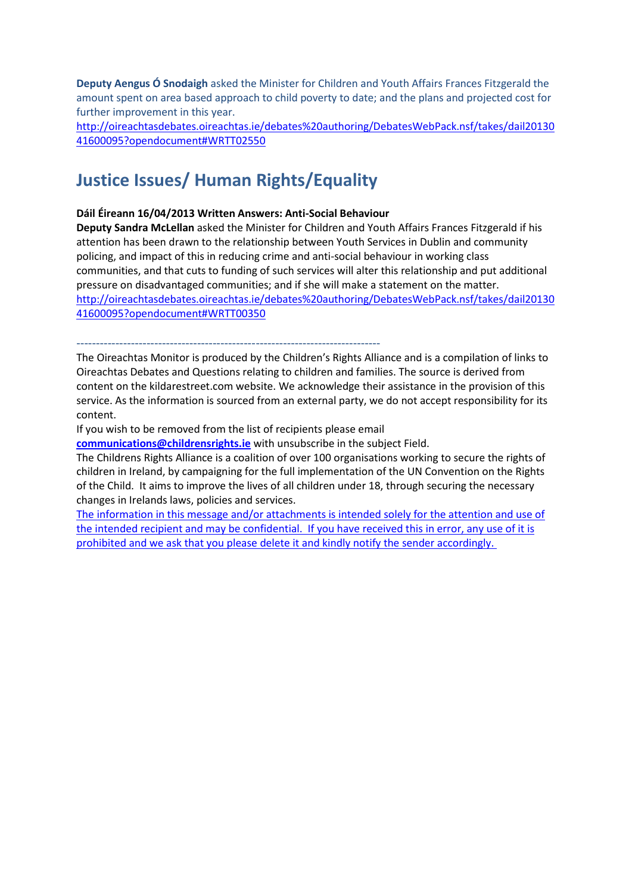**Deputy Aengus Ó Snodaigh** asked the Minister for Children and Youth Affairs Frances Fitzgerald the amount spent on area based approach to child poverty to date; and the plans and projected cost for further improvement in this year.
[http://oireachtasdebates.oireachtas.ie/debates%20authoring/DebatesWebPack.nsf/takes/dail2013041600095?opendocument#WRTT02550](http://oireachtasdebates.oireachtas.ie/debates%20authoring/DebatesWebPack.nsf/takes/dail2013041600095?opendocument#WRTT02550)

## Justice Issues/ Human Rights/Equality

**Dáil Éireann 16/04/2013 Written Answers: Anti-Social Behaviour**
**Deputy Sandra McLellan** asked the Minister for Children and Youth Affairs Frances Fitzgerald if his attention has been drawn to the relationship between Youth Services in Dublin and community policing, and impact of this in reducing crime and anti-social behaviour in working class communities, and that cuts to funding of such services will alter this relationship and put additional pressure on disadvantaged communities; and if she will make a statement on the matter.
[http://oireachtasdebates.oireachtas.ie/debates%20authoring/DebatesWebPack.nsf/takes/dail2013041600095?opendocument#WRTT00350](http://oireachtasdebates.oireachtas.ie/debates%20authoring/DebatesWebPack.nsf/takes/dail2013041600095?opendocument#WRTT00350)

------------------------------------------------------------------------------

The Oireachtas Monitor is produced by the Children's Rights Alliance and is a compilation of links to Oireachtas Debates and Questions relating to children and families. The source is derived from content on the kildarestreet.com website. We acknowledge their assistance in the provision of this service. As the information is sourced from an external party, we do not accept responsibility for its content.

If you wish to be removed from the list of recipients please email **communications@childrensrights.ie** with unsubscribe in the subject Field.

The Childrens Rights Alliance is a coalition of over 100 organisations working to secure the rights of children in Ireland, by campaigning for the full implementation of the UN Convention on the Rights of the Child. It aims to improve the lives of all children under 18, through securing the necessary changes in Irelands laws, policies and services.

The information in this message and/or attachments is intended solely for the attention and use of the intended recipient and may be confidential. If you have received this in error, any use of it is prohibited and we ask that you please delete it and kindly notify the sender accordingly.